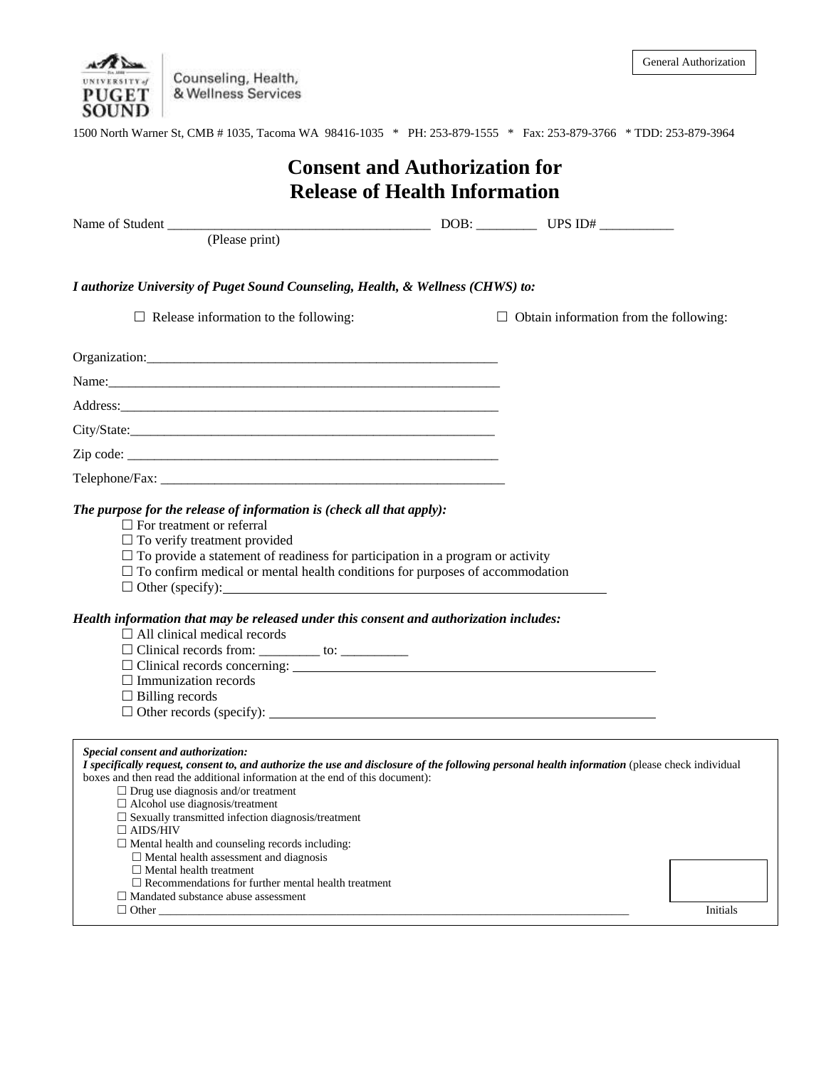Counseling, Health, & Wellness Services

General Authorization

1500 North Warner St, CMB # 1035, Tacoma WA 98416-1035 * PH: 253-879-1555 * Fax: 253-879-3766 * TDD: 253-879-3964

# Consent and Authorization for Release of Health Information

Name of Student ______________________________________ DOB: _________ UPS ID# ___________
(Please print)

***I authorize University of Puget Sound Counseling, Health, & Wellness (CHWS) to:***

☐ Release information to the following: ☐ Obtain information from the following:

Organization:_______________________________________________________

Name:_____________________________________________________________

Address:___________________________________________________________

City/State:_________________________________________________________

Zip code: __________________________________________________________

Telephone/Fax: _____________________________________________________

***The purpose for the release of information is (check all that apply):***

- ☐ For treatment or referral
- ☐ To verify treatment provided
- ☐ To provide a statement of readiness for participation in a program or activity
- ☐ To confirm medical or mental health conditions for purposes of accommodation
- ☐ Other (specify):___________________________________________________________

***Health information that may be released under this consent and authorization includes:***

- ☐ All clinical medical records
- ☐ Clinical records from: _________ to: __________
- ☐ Clinical records concerning: _______________________________________________________
- ☐ Immunization records
- ☐ Billing records
- ☐ Other records (specify): __________________________________________________________

***Special consent and authorization:***
***I specifically request, consent to, and authorize the use and disclosure of the following personal health information*** (please check individual boxes and then read the additional information at the end of this document):

- ☐ Drug use diagnosis and/or treatment
- ☐ Alcohol use diagnosis/treatment
- ☐ Sexually transmitted infection diagnosis/treatment
- ☐ AIDS/HIV
- ☐ Mental health and counseling records including:
  - ☐ Mental health assessment and diagnosis
  - ☐ Mental health treatment
  - ☐ Recommendations for further mental health treatment
- ☐ Mandated substance abuse assessment
- ☐ Other ___________________________________________________________________________

Initials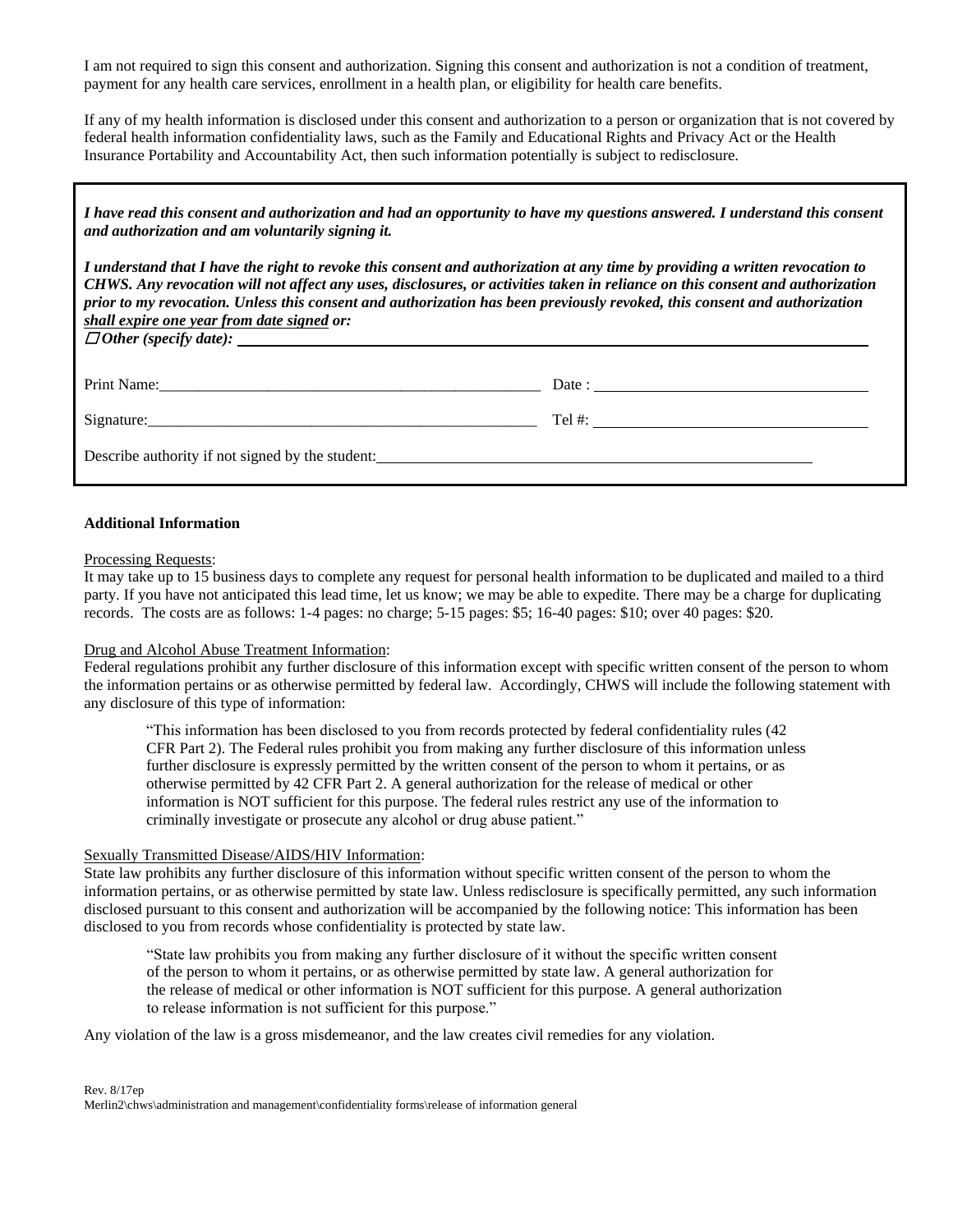I am not required to sign this consent and authorization. Signing this consent and authorization is not a condition of treatment, payment for any health care services, enrollment in a health plan, or eligibility for health care benefits.

If any of my health information is disclosed under this consent and authorization to a person or organization that is not covered by federal health information confidentiality laws, such as the Family and Educational Rights and Privacy Act or the Health Insurance Portability and Accountability Act, then such information potentially is subject to redisclosure.

***I have read this consent and authorization and had an opportunity to have my questions answered. I understand this consent and authorization and am voluntarily signing it.***

***I understand that I have the right to revoke this consent and authorization at any time by providing a written revocation to CHWS. Any revocation will not affect any uses, disclosures, or activities taken in reliance on this consent and authorization prior to my revocation. Unless this consent and authorization has been previously revoked, this consent and authorization <u>shall expire one year from date signed</u> or:***

☐ ***Other (specify date):*** ______________________________

Print Name: ______________________________ Date : ______________________________

Signature: ______________________________ Tel #: ______________________________

Describe authority if not signed by the student: ______________________________

**Additional Information**

<u>Processing Requests</u>:
It may take up to 15 business days to complete any request for personal health information to be duplicated and mailed to a third party. If you have not anticipated this lead time, let us know; we may be able to expedite. There may be a charge for duplicating records. The costs are as follows: 1-4 pages: no charge; 5-15 pages: $5; 16-40 pages: $10; over 40 pages: $20.

<u>Drug and Alcohol Abuse Treatment Information</u>:
Federal regulations prohibit any further disclosure of this information except with specific written consent of the person to whom the information pertains or as otherwise permitted by federal law. Accordingly, CHWS will include the following statement with any disclosure of this type of information:

> "This information has been disclosed to you from records protected by federal confidentiality rules (42 CFR Part 2). The Federal rules prohibit you from making any further disclosure of this information unless further disclosure is expressly permitted by the written consent of the person to whom it pertains, or as otherwise permitted by 42 CFR Part 2. A general authorization for the release of medical or other information is NOT sufficient for this purpose. The federal rules restrict any use of the information to criminally investigate or prosecute any alcohol or drug abuse patient."

<u>Sexually Transmitted Disease/AIDS/HIV Information</u>:
State law prohibits any further disclosure of this information without specific written consent of the person to whom the information pertains, or as otherwise permitted by state law. Unless redisclosure is specifically permitted, any such information disclosed pursuant to this consent and authorization will be accompanied by the following notice: This information has been disclosed to you from records whose confidentiality is protected by state law.

> "State law prohibits you from making any further disclosure of it without the specific written consent of the person to whom it pertains, or as otherwise permitted by state law. A general authorization for the release of medical or other information is NOT sufficient for this purpose. A general authorization to release information is not sufficient for this purpose."

Any violation of the law is a gross misdemeanor, and the law creates civil remedies for any violation.

Rev. 8/17ep
Merlin2\chws\administration and management\confidentiality forms\release of information general